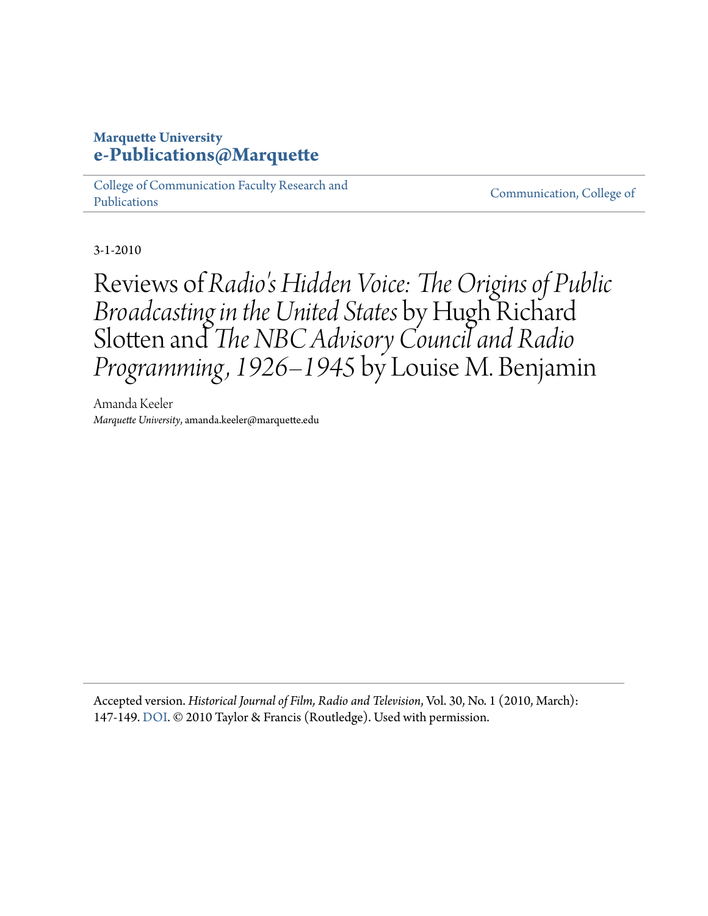**Marquette University**
**e-Publications@Marquette**

College of Communication Faculty Research and Publications | Communication, College of

3-1-2010

# Reviews of *Radio's Hidden Voice: The Origins of Public Broadcasting in the United States* by Hugh Richard Slotten and *The NBC Advisory Council and Radio Programming, 1926–1945* by Louise M. Benjamin

Amanda Keeler
*Marquette University*, amanda.keeler@marquette.edu

Accepted version. *Historical Journal of Film, Radio and Television*, Vol. 30, No. 1 (2010, March): 147-149. DOI. © 2010 Taylor & Francis (Routledge). Used with permission.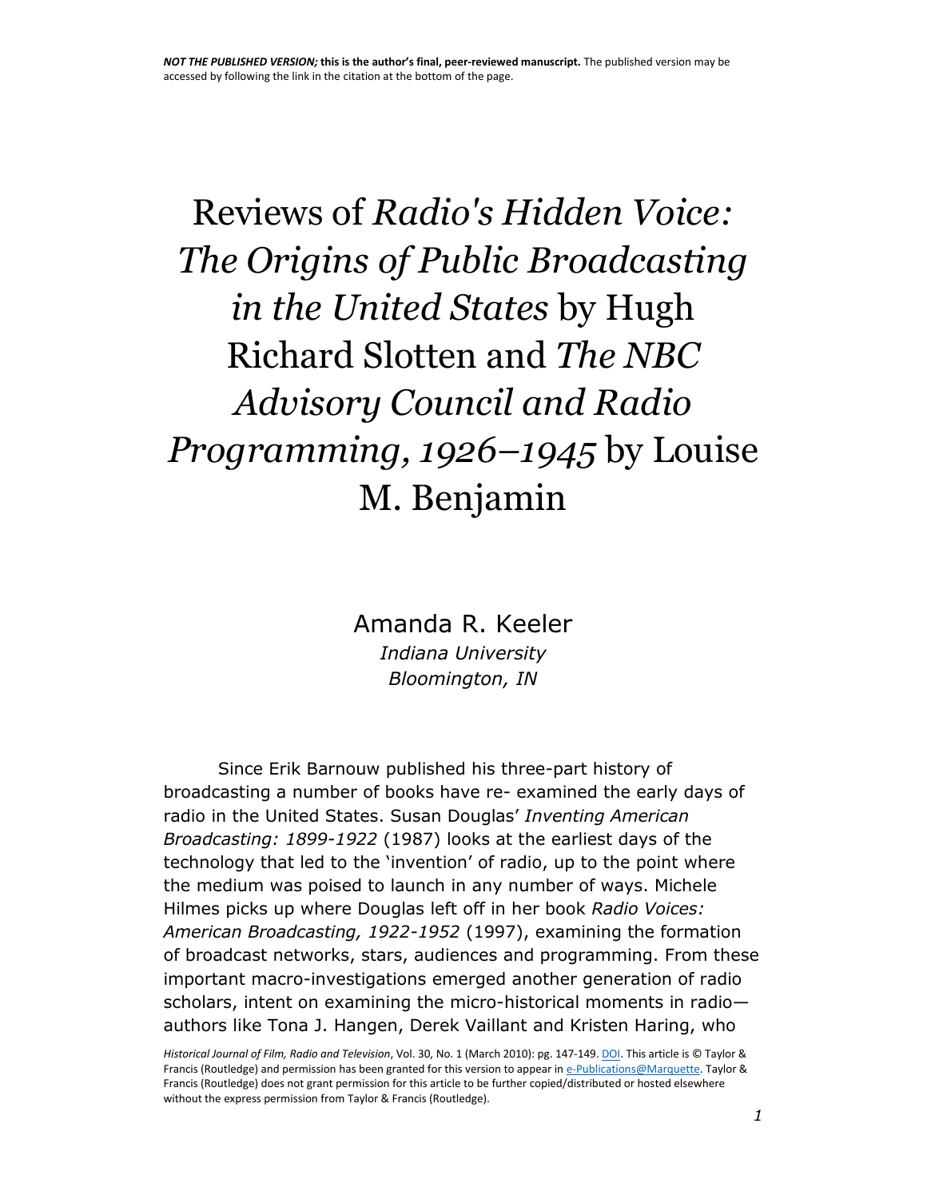# Reviews of *Radio's Hidden Voice: The Origins of Public Broadcasting in the United States* by Hugh Richard Slotten and *The NBC Advisory Council and Radio Programming, 1926–1945* by Louise M. Benjamin

Amanda R. Keeler
*Indiana University*
*Bloomington, IN*

Since Erik Barnouw published his three-part history of broadcasting a number of books have re- examined the early days of radio in the United States. Susan Douglas' *Inventing American Broadcasting: 1899-1922* (1987) looks at the earliest days of the technology that led to the 'invention' of radio, up to the point where the medium was poised to launch in any number of ways. Michele Hilmes picks up where Douglas left off in her book *Radio Voices: American Broadcasting, 1922-1952* (1997), examining the formation of broadcast networks, stars, audiences and programming. From these important macro-investigations emerged another generation of radio scholars, intent on examining the micro-historical moments in radio—authors like Tona J. Hangen, Derek Vaillant and Kristen Haring, who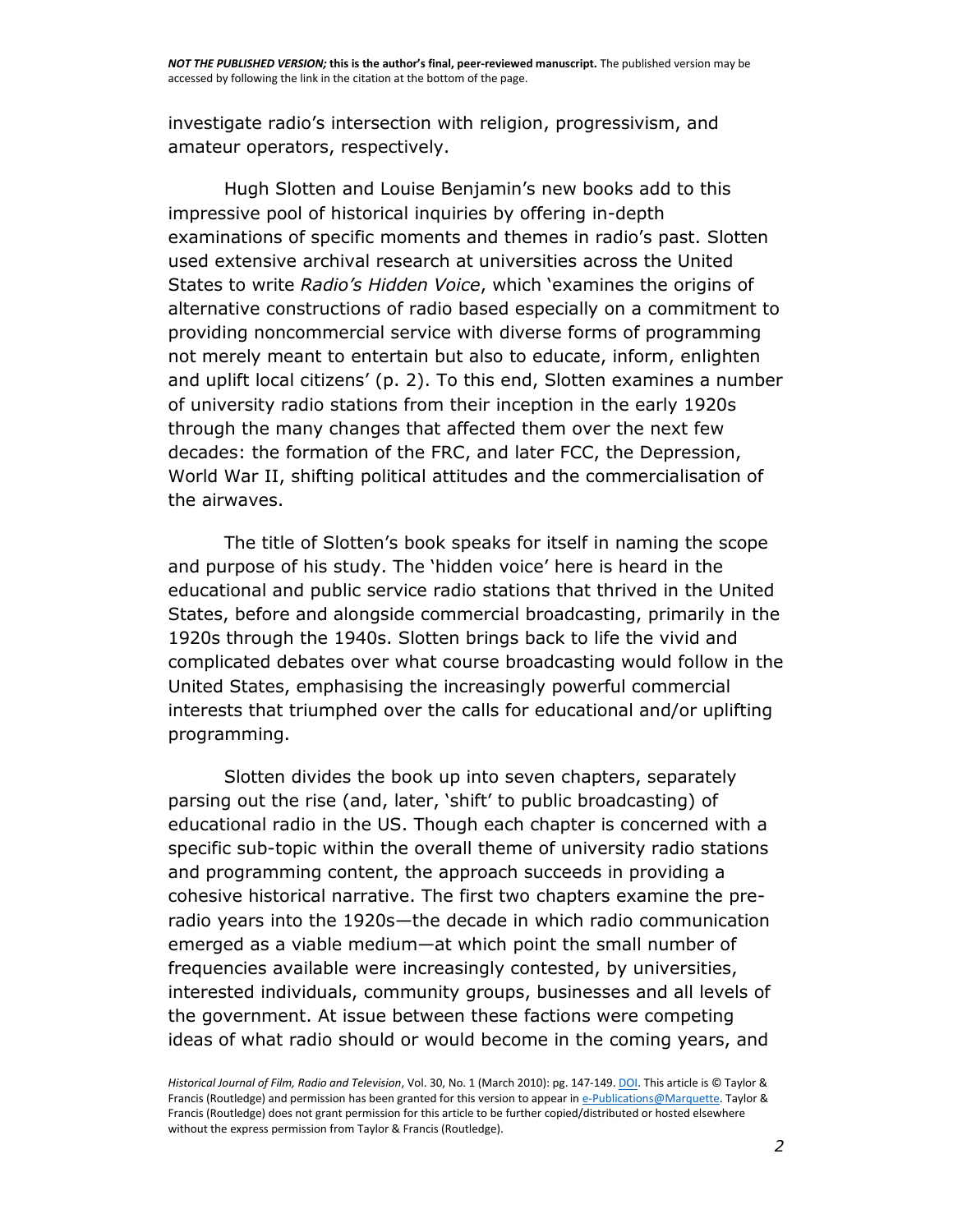investigate radio's intersection with religion, progressivism, and amateur operators, respectively.

Hugh Slotten and Louise Benjamin's new books add to this impressive pool of historical inquiries by offering in-depth examinations of specific moments and themes in radio's past. Slotten used extensive archival research at universities across the United States to write *Radio's Hidden Voice*, which 'examines the origins of alternative constructions of radio based especially on a commitment to providing noncommercial service with diverse forms of programming not merely meant to entertain but also to educate, inform, enlighten and uplift local citizens' (p. 2). To this end, Slotten examines a number of university radio stations from their inception in the early 1920s through the many changes that affected them over the next few decades: the formation of the FRC, and later FCC, the Depression, World War II, shifting political attitudes and the commercialisation of the airwaves.

The title of Slotten's book speaks for itself in naming the scope and purpose of his study. The 'hidden voice' here is heard in the educational and public service radio stations that thrived in the United States, before and alongside commercial broadcasting, primarily in the 1920s through the 1940s. Slotten brings back to life the vivid and complicated debates over what course broadcasting would follow in the United States, emphasising the increasingly powerful commercial interests that triumphed over the calls for educational and/or uplifting programming.

Slotten divides the book up into seven chapters, separately parsing out the rise (and, later, 'shift' to public broadcasting) of educational radio in the US. Though each chapter is concerned with a specific sub-topic within the overall theme of university radio stations and programming content, the approach succeeds in providing a cohesive historical narrative. The first two chapters examine the pre-radio years into the 1920s—the decade in which radio communication emerged as a viable medium—at which point the small number of frequencies available were increasingly contested, by universities, interested individuals, community groups, businesses and all levels of the government. At issue between these factions were competing ideas of what radio should or would become in the coming years, and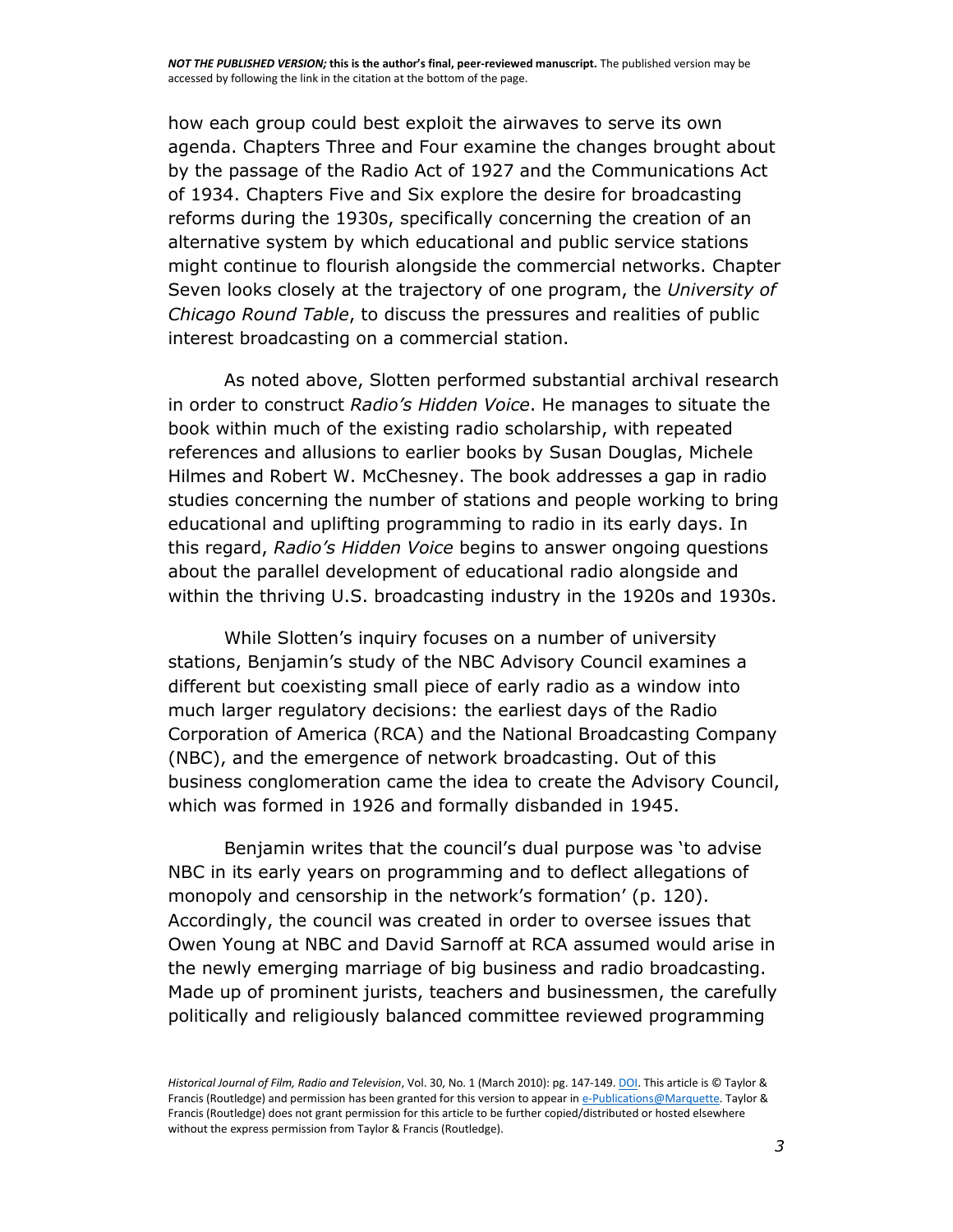how each group could best exploit the airwaves to serve its own agenda. Chapters Three and Four examine the changes brought about by the passage of the Radio Act of 1927 and the Communications Act of 1934. Chapters Five and Six explore the desire for broadcasting reforms during the 1930s, specifically concerning the creation of an alternative system by which educational and public service stations might continue to flourish alongside the commercial networks. Chapter Seven looks closely at the trajectory of one program, the *University of Chicago Round Table*, to discuss the pressures and realities of public interest broadcasting on a commercial station.

As noted above, Slotten performed substantial archival research in order to construct *Radio's Hidden Voice*. He manages to situate the book within much of the existing radio scholarship, with repeated references and allusions to earlier books by Susan Douglas, Michele Hilmes and Robert W. McChesney. The book addresses a gap in radio studies concerning the number of stations and people working to bring educational and uplifting programming to radio in its early days. In this regard, *Radio's Hidden Voice* begins to answer ongoing questions about the parallel development of educational radio alongside and within the thriving U.S. broadcasting industry in the 1920s and 1930s.

While Slotten's inquiry focuses on a number of university stations, Benjamin's study of the NBC Advisory Council examines a different but coexisting small piece of early radio as a window into much larger regulatory decisions: the earliest days of the Radio Corporation of America (RCA) and the National Broadcasting Company (NBC), and the emergence of network broadcasting. Out of this business conglomeration came the idea to create the Advisory Council, which was formed in 1926 and formally disbanded in 1945.

Benjamin writes that the council's dual purpose was 'to advise NBC in its early years on programming and to deflect allegations of monopoly and censorship in the network's formation' (p. 120). Accordingly, the council was created in order to oversee issues that Owen Young at NBC and David Sarnoff at RCA assumed would arise in the newly emerging marriage of big business and radio broadcasting. Made up of prominent jurists, teachers and businessmen, the carefully politically and religiously balanced committee reviewed programming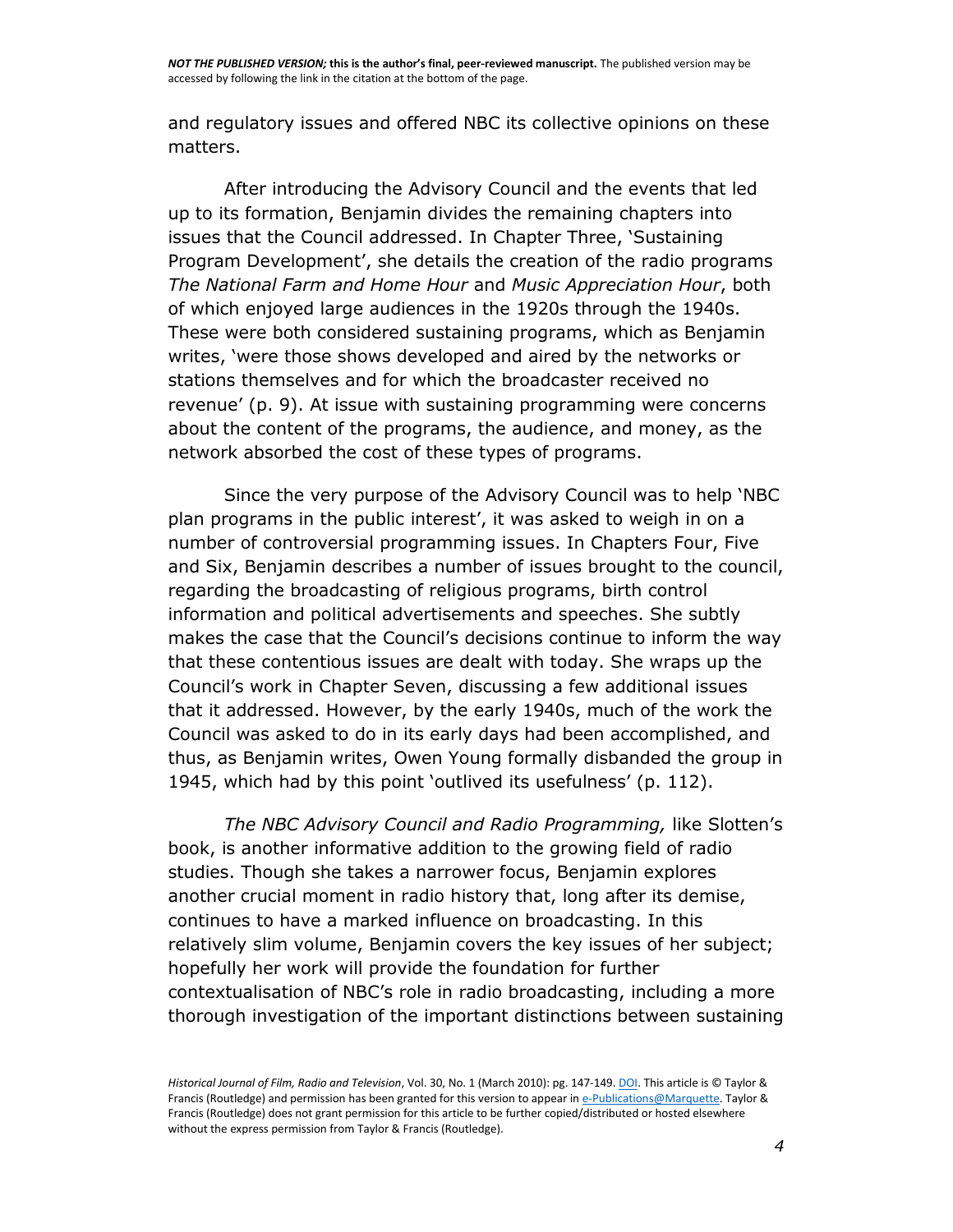and regulatory issues and offered NBC its collective opinions on these matters.

After introducing the Advisory Council and the events that led up to its formation, Benjamin divides the remaining chapters into issues that the Council addressed. In Chapter Three, 'Sustaining Program Development', she details the creation of the radio programs *The National Farm and Home Hour* and *Music Appreciation Hour*, both of which enjoyed large audiences in the 1920s through the 1940s. These were both considered sustaining programs, which as Benjamin writes, 'were those shows developed and aired by the networks or stations themselves and for which the broadcaster received no revenue' (p. 9). At issue with sustaining programming were concerns about the content of the programs, the audience, and money, as the network absorbed the cost of these types of programs.

Since the very purpose of the Advisory Council was to help 'NBC plan programs in the public interest', it was asked to weigh in on a number of controversial programming issues. In Chapters Four, Five and Six, Benjamin describes a number of issues brought to the council, regarding the broadcasting of religious programs, birth control information and political advertisements and speeches. She subtly makes the case that the Council's decisions continue to inform the way that these contentious issues are dealt with today. She wraps up the Council's work in Chapter Seven, discussing a few additional issues that it addressed. However, by the early 1940s, much of the work the Council was asked to do in its early days had been accomplished, and thus, as Benjamin writes, Owen Young formally disbanded the group in 1945, which had by this point 'outlived its usefulness' (p. 112).

*The NBC Advisory Council and Radio Programming,* like Slotten's book, is another informative addition to the growing field of radio studies. Though she takes a narrower focus, Benjamin explores another crucial moment in radio history that, long after its demise, continues to have a marked influence on broadcasting. In this relatively slim volume, Benjamin covers the key issues of her subject; hopefully her work will provide the foundation for further contextualisation of NBC's role in radio broadcasting, including a more thorough investigation of the important distinctions between sustaining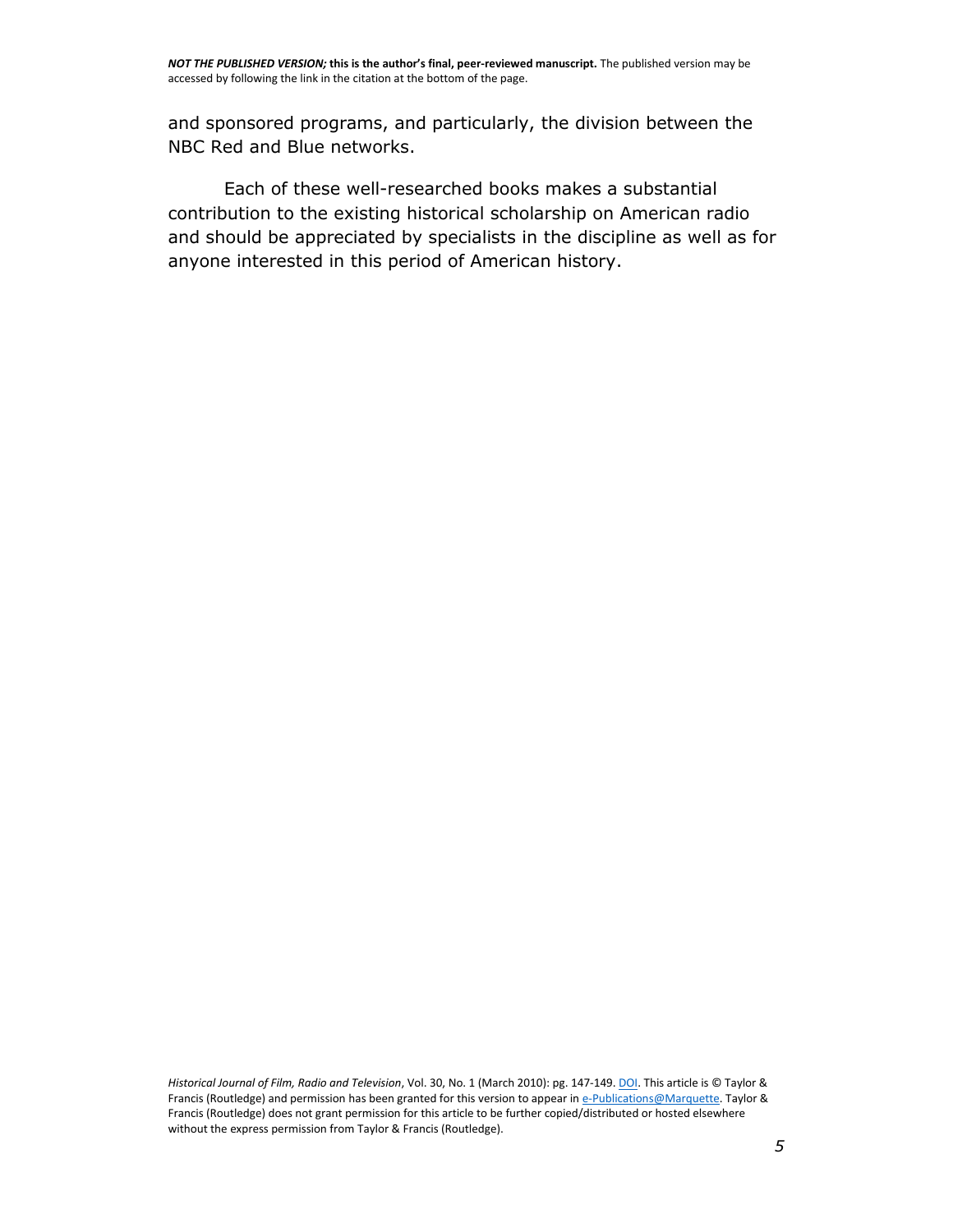and sponsored programs, and particularly, the division between the NBC Red and Blue networks.

Each of these well-researched books makes a substantial contribution to the existing historical scholarship on American radio and should be appreciated by specialists in the discipline as well as for anyone interested in this period of American history.